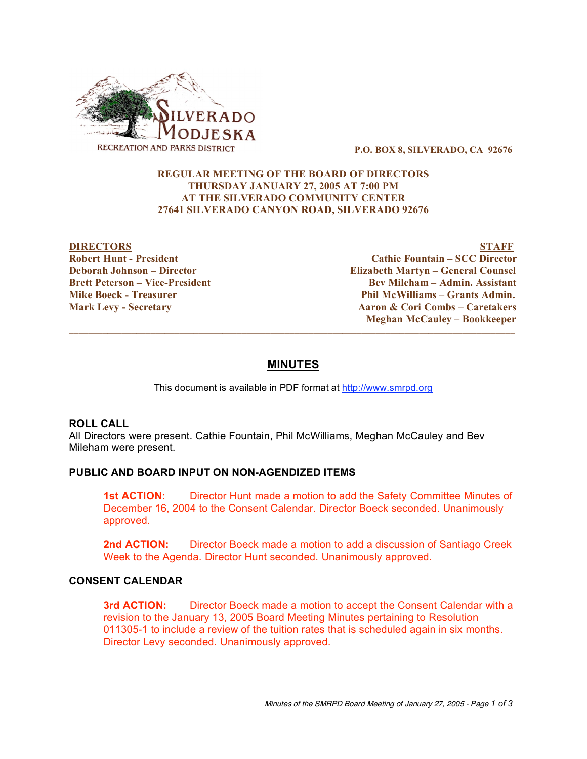SILVERADO MODJESKA
RECREATION AND PARKS DISTRICT

**P.O. BOX 8, SILVERADO, CA 92676**

**REGULAR MEETING OF THE BOARD OF DIRECTORS**
**THURSDAY JANUARY 27, 2005 AT 7:00 PM**
**AT THE SILVERADO COMMUNITY CENTER**
**27641 SILVERADO CANYON ROAD, SILVERADO 92676**

| DIRECTORS | STAFF |
|---|---|
| Robert Hunt - President | Cathie Fountain – SCC Director |
| Deborah Johnson – Director | Elizabeth Martyn – General Counsel |
| Brett Peterson – Vice-President | Bev Mileham – Admin. Assistant |
| Mike Boeck - Treasurer | Phil McWilliams – Grants Admin. |
| Mark Levy - Secretary | Aaron & Cori Combs – Caretakers |
| | Meghan McCauley – Bookkeeper |

# MINUTES

This document is available in PDF format at http://www.smrpd.org

### ROLL CALL

All Directors were present. Cathie Fountain, Phil McWilliams, Meghan McCauley and Bev Mileham were present.

### PUBLIC AND BOARD INPUT ON NON-AGENDIZED ITEMS

**1st ACTION:** Director Hunt made a motion to add the Safety Committee Minutes of December 16, 2004 to the Consent Calendar. Director Boeck seconded. Unanimously approved.

**2nd ACTION:** Director Boeck made a motion to add a discussion of Santiago Creek Week to the Agenda. Director Hunt seconded. Unanimously approved.

### CONSENT CALENDAR

**3rd ACTION:** Director Boeck made a motion to accept the Consent Calendar with a revision to the January 13, 2005 Board Meeting Minutes pertaining to Resolution 011305-1 to include a review of the tuition rates that is scheduled again in six months. Director Levy seconded. Unanimously approved.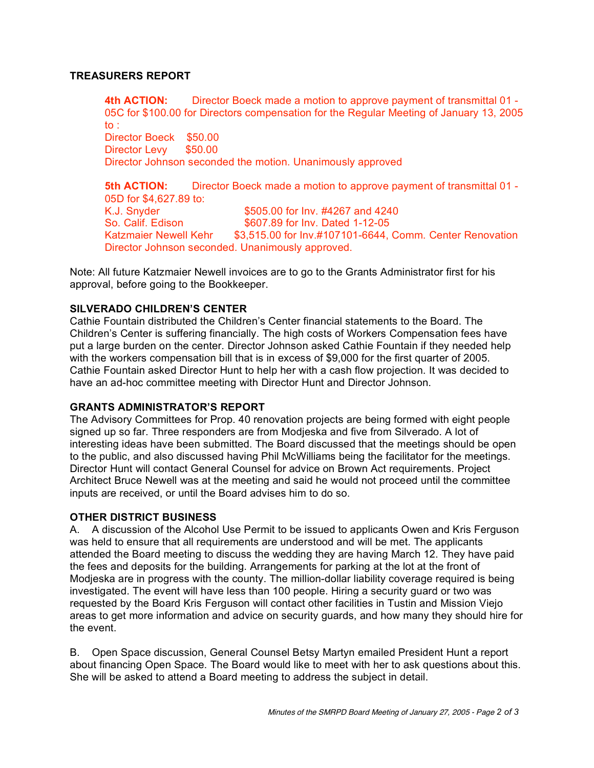## TREASURERS REPORT

**4th ACTION:** Director Boeck made a motion to approve payment of transmittal 01 - 05C for $100.00 for Directors compensation for the Regular Meeting of January 13, 2005 to :
Director Boeck $50.00
Director Levy $50.00
Director Johnson seconded the motion. Unanimously approved

**5th ACTION:** Director Boeck made a motion to approve payment of transmittal 01 - 05D for $4,627.89 to:
K.J. Snyder $505.00 for Inv. #4267 and 4240
So. Calif. Edison $607.89 for Inv. Dated 1-12-05
Katzmaier Newell Kehr $3,515.00 for Inv.#107101-6644, Comm. Center Renovation
Director Johnson seconded. Unanimously approved.

Note: All future Katzmaier Newell invoices are to go to the Grants Administrator first for his approval, before going to the Bookkeeper.

## SILVERADO CHILDREN'S CENTER

Cathie Fountain distributed the Children's Center financial statements to the Board. The Children's Center is suffering financially. The high costs of Workers Compensation fees have put a large burden on the center. Director Johnson asked Cathie Fountain if they needed help with the workers compensation bill that is in excess of $9,000 for the first quarter of 2005. Cathie Fountain asked Director Hunt to help her with a cash flow projection. It was decided to have an ad-hoc committee meeting with Director Hunt and Director Johnson.

## GRANTS ADMINISTRATOR'S REPORT

The Advisory Committees for Prop. 40 renovation projects are being formed with eight people signed up so far. Three responders are from Modjeska and five from Silverado. A lot of interesting ideas have been submitted. The Board discussed that the meetings should be open to the public, and also discussed having Phil McWilliams being the facilitator for the meetings. Director Hunt will contact General Counsel for advice on Brown Act requirements. Project Architect Bruce Newell was at the meeting and said he would not proceed until the committee inputs are received, or until the Board advises him to do so.

## OTHER DISTRICT BUSINESS

A. A discussion of the Alcohol Use Permit to be issued to applicants Owen and Kris Ferguson was held to ensure that all requirements are understood and will be met. The applicants attended the Board meeting to discuss the wedding they are having March 12. They have paid the fees and deposits for the building. Arrangements for parking at the lot at the front of Modjeska are in progress with the county. The million-dollar liability coverage required is being investigated. The event will have less than 100 people. Hiring a security guard or two was requested by the Board Kris Ferguson will contact other facilities in Tustin and Mission Viejo areas to get more information and advice on security guards, and how many they should hire for the event.

B. Open Space discussion, General Counsel Betsy Martyn emailed President Hunt a report about financing Open Space. The Board would like to meet with her to ask questions about this. She will be asked to attend a Board meeting to address the subject in detail.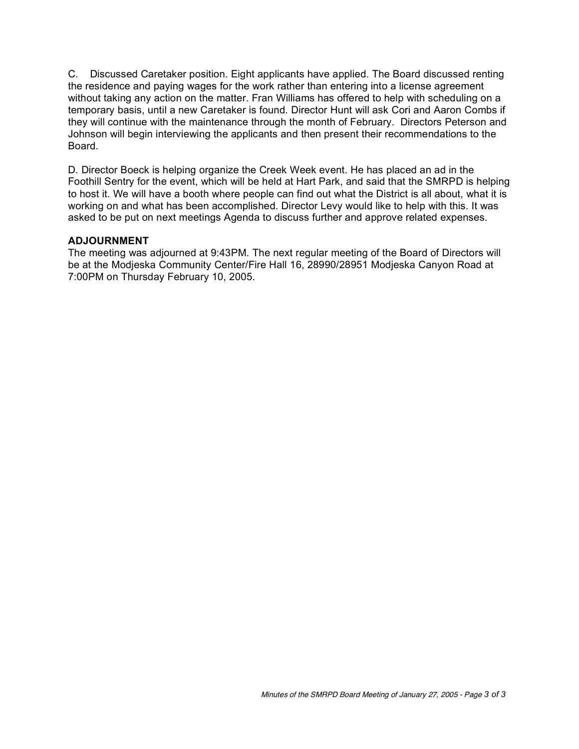C. Discussed Caretaker position. Eight applicants have applied. The Board discussed renting the residence and paying wages for the work rather than entering into a license agreement without taking any action on the matter. Fran Williams has offered to help with scheduling on a temporary basis, until a new Caretaker is found. Director Hunt will ask Cori and Aaron Combs if they will continue with the maintenance through the month of February. Directors Peterson and Johnson will begin interviewing the applicants and then present their recommendations to the Board.

D. Director Boeck is helping organize the Creek Week event. He has placed an ad in the Foothill Sentry for the event, which will be held at Hart Park, and said that the SMRPD is helping to host it. We will have a booth where people can find out what the District is all about, what it is working on and what has been accomplished. Director Levy would like to help with this. It was asked to be put on next meetings Agenda to discuss further and approve related expenses.

**ADJOURNMENT**

The meeting was adjourned at 9:43PM. The next regular meeting of the Board of Directors will be at the Modjeska Community Center/Fire Hall 16, 28990/28951 Modjeska Canyon Road at 7:00PM on Thursday February 10, 2005.